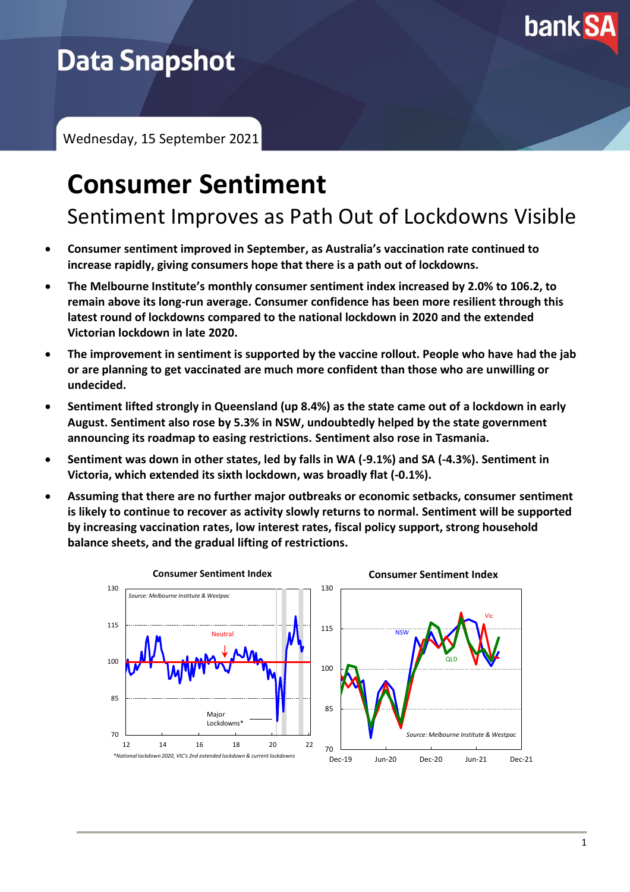# Data Snapshot

Wednesday, 15 September 2021

# Consumer Sentiment

## Sentiment Improves as Path Out of Lockdowns Visible

- **Consumer sentiment improved in September, as Australia's vaccination rate continued to increase rapidly, giving consumers hope that there is a path out of lockdowns.**
- **The Melbourne Institute's monthly consumer sentiment index increased by 2.0% to 106.2, to remain above its long-run average. Consumer confidence has been more resilient through this latest round of lockdowns compared to the national lockdown in 2020 and the extended Victorian lockdown in late 2020.**
- **The improvement in sentiment is supported by the vaccine rollout. People who have had the jab or are planning to get vaccinated are much more confident than those who are unwilling or undecided.**
- **Sentiment lifted strongly in Queensland (up 8.4%) as the state came out of a lockdown in early August. Sentiment also rose by 5.3% in NSW, undoubtedly helped by the state government announcing its roadmap to easing restrictions. Sentiment also rose in Tasmania.**
- **Sentiment was down in other states, led by falls in WA (-9.1%) and SA (-4.3%). Sentiment in Victoria, which extended its sixth lockdown, was broadly flat (-0.1%).**
- **Assuming that there are no further major outbreaks or economic setbacks, consumer sentiment is likely to continue to recover as activity slowly returns to normal. Sentiment will be supported by increasing vaccination rates, low interest rates, fiscal policy support, strong household balance sheets, and the gradual lifting of restrictions.**

**Consumer Sentiment Index**

Source: Melbourne Institute & Westpac

*National lockdown 2020, VIC's 2nd extended lockdown & current lockdowns

**Consumer Sentiment Index**

Source: Melbourne Institute & Westpac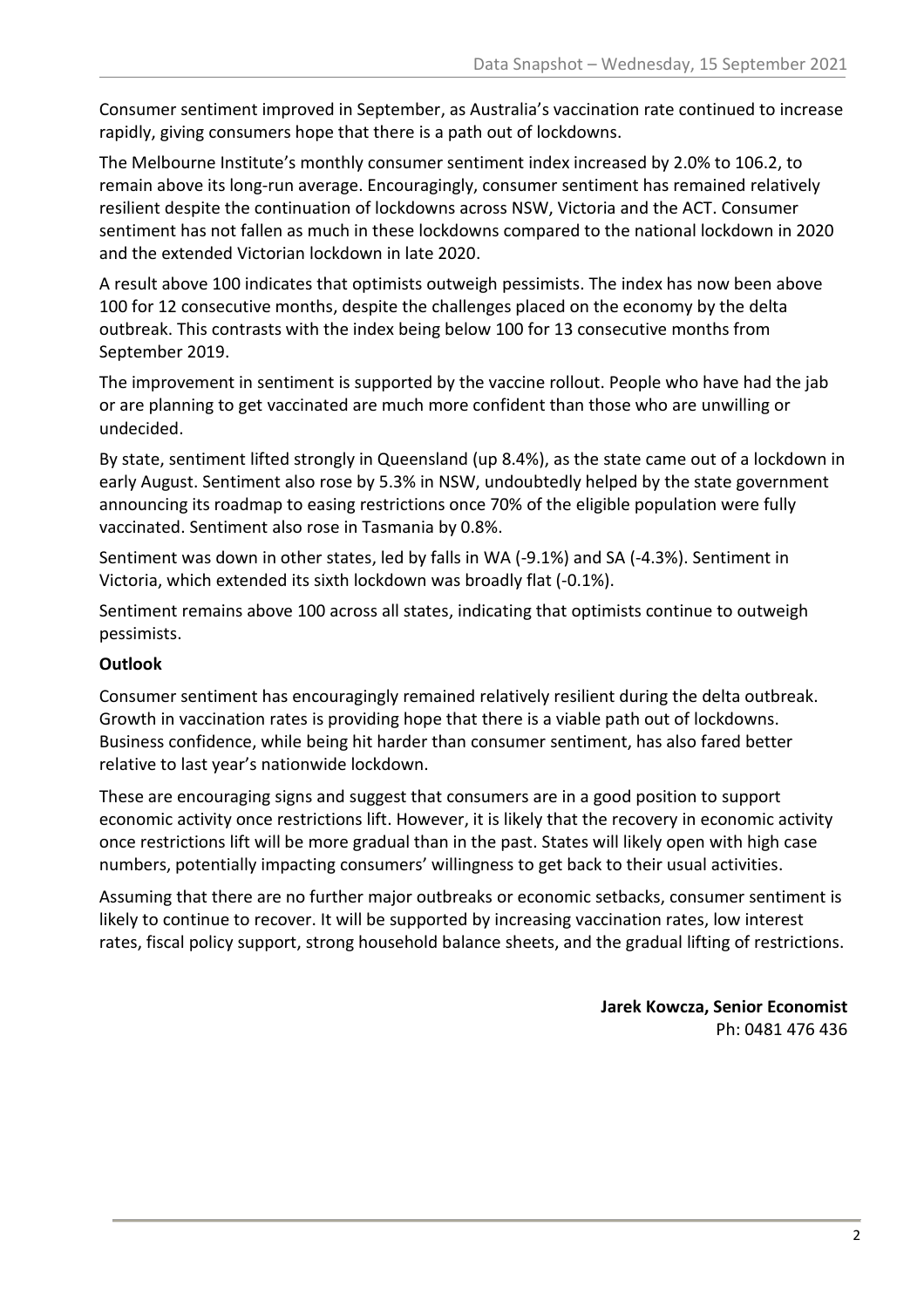Consumer sentiment improved in September, as Australia's vaccination rate continued to increase rapidly, giving consumers hope that there is a path out of lockdowns.

The Melbourne Institute's monthly consumer sentiment index increased by 2.0% to 106.2, to remain above its long-run average. Encouragingly, consumer sentiment has remained relatively resilient despite the continuation of lockdowns across NSW, Victoria and the ACT. Consumer sentiment has not fallen as much in these lockdowns compared to the national lockdown in 2020 and the extended Victorian lockdown in late 2020.

A result above 100 indicates that optimists outweigh pessimists. The index has now been above 100 for 12 consecutive months, despite the challenges placed on the economy by the delta outbreak. This contrasts with the index being below 100 for 13 consecutive months from September 2019.

The improvement in sentiment is supported by the vaccine rollout. People who have had the jab or are planning to get vaccinated are much more confident than those who are unwilling or undecided.

By state, sentiment lifted strongly in Queensland (up 8.4%), as the state came out of a lockdown in early August. Sentiment also rose by 5.3% in NSW, undoubtedly helped by the state government announcing its roadmap to easing restrictions once 70% of the eligible population were fully vaccinated. Sentiment also rose in Tasmania by 0.8%.

Sentiment was down in other states, led by falls in WA (-9.1%) and SA (-4.3%). Sentiment in Victoria, which extended its sixth lockdown was broadly flat (-0.1%).

Sentiment remains above 100 across all states, indicating that optimists continue to outweigh pessimists.

**Outlook**

Consumer sentiment has encouragingly remained relatively resilient during the delta outbreak. Growth in vaccination rates is providing hope that there is a viable path out of lockdowns. Business confidence, while being hit harder than consumer sentiment, has also fared better relative to last year's nationwide lockdown.

These are encouraging signs and suggest that consumers are in a good position to support economic activity once restrictions lift. However, it is likely that the recovery in economic activity once restrictions lift will be more gradual than in the past. States will likely open with high case numbers, potentially impacting consumers' willingness to get back to their usual activities.

Assuming that there are no further major outbreaks or economic setbacks, consumer sentiment is likely to continue to recover. It will be supported by increasing vaccination rates, low interest rates, fiscal policy support, strong household balance sheets, and the gradual lifting of restrictions.

**Jarek Kowcza, Senior Economist**
Ph: 0481 476 436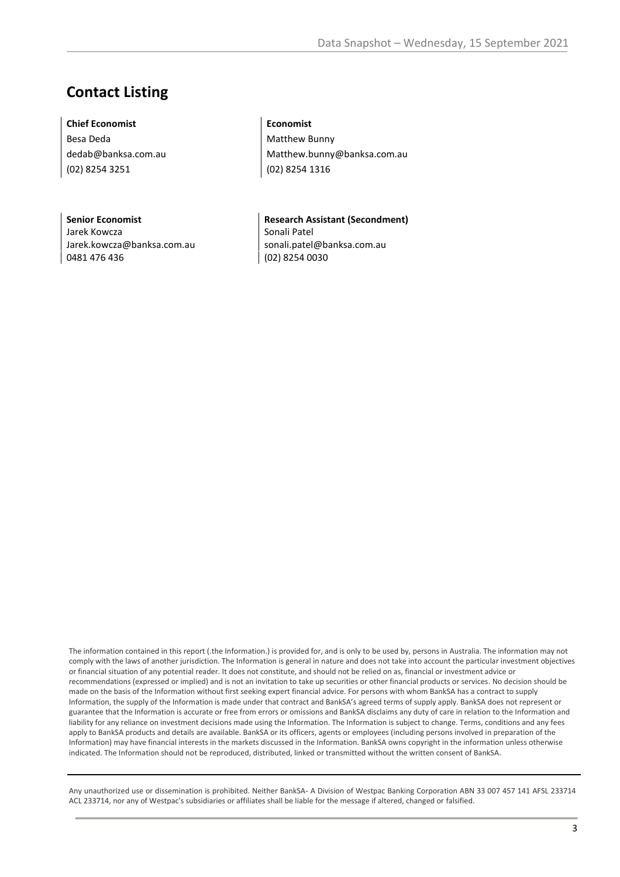## Contact Listing

**Chief Economist**
Besa Deda
dedab@banksa.com.au
(02) 8254 3251

**Economist**
Matthew Bunny
Matthew.bunny@banksa.com.au
(02) 8254 1316

**Senior Economist**
Jarek Kowcza
Jarek.kowcza@banksa.com.au
0481 476 436

**Research Assistant (Secondment)**
Sonali Patel
sonali.patel@banksa.com.au
(02) 8254 0030

The information contained in this report (.the Information.) is provided for, and is only to be used by, persons in Australia. The information may not comply with the laws of another jurisdiction. The Information is general in nature and does not take into account the particular investment objectives or financial situation of any potential reader. It does not constitute, and should not be relied on as, financial or investment advice or recommendations (expressed or implied) and is not an invitation to take up securities or other financial products or services. No decision should be made on the basis of the Information without first seeking expert financial advice. For persons with whom BankSA has a contract to supply Information, the supply of the Information is made under that contract and BankSA's agreed terms of supply apply. BankSA does not represent or guarantee that the Information is accurate or free from errors or omissions and BankSA disclaims any duty of care in relation to the Information and liability for any reliance on investment decisions made using the Information. The Information is subject to change. Terms, conditions and any fees apply to BankSA products and details are available. BankSA or its officers, agents or employees (including persons involved in preparation of the Information) may have financial interests in the markets discussed in the Information. BankSA owns copyright in the information unless otherwise indicated. The Information should not be reproduced, distributed, linked or transmitted without the written consent of BankSA.

Any unauthorized use or dissemination is prohibited. Neither BankSA- A Division of Westpac Banking Corporation ABN 33 007 457 141 AFSL 233714 ACL 233714, nor any of Westpac's subsidiaries or affiliates shall be liable for the message if altered, changed or falsified.